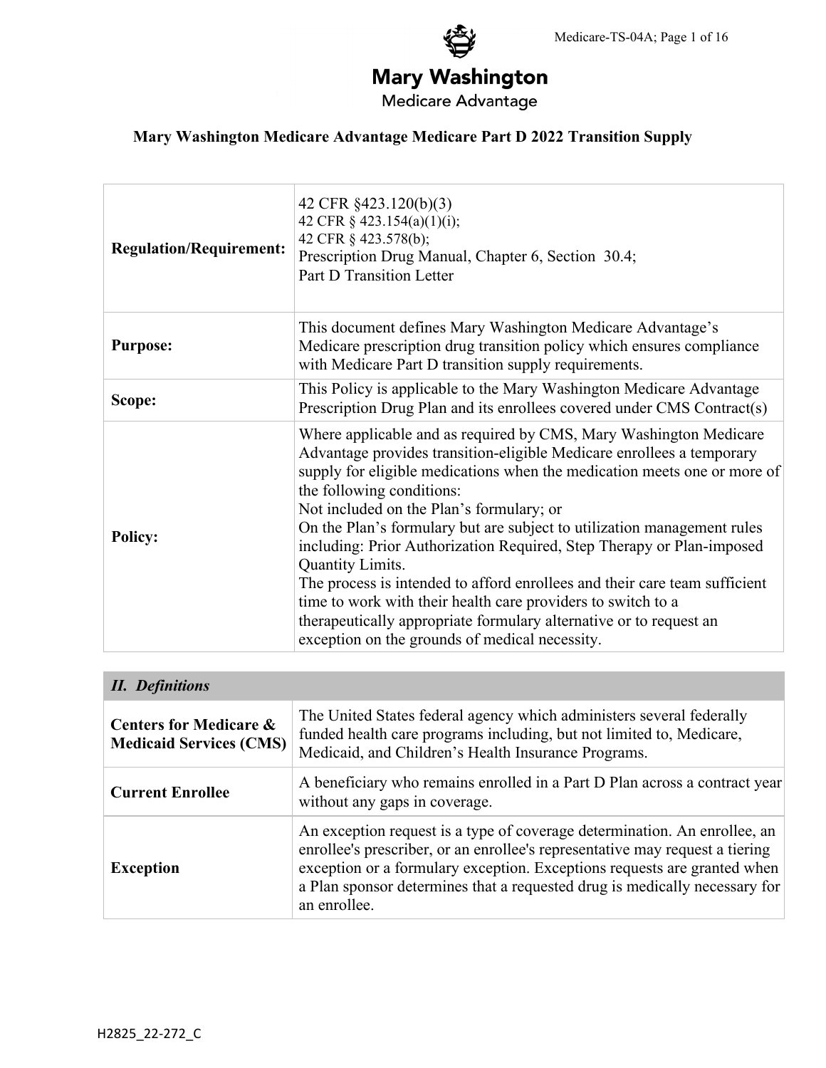# Mary Washington Medicare Advantage

Medicare Advantage

## Mary Washington Medicare Advantage Medicare Part D 2022 Transition Supply

| | |
|---|---|
| **Regulation/Requirement:** | 42 CFR §423.120(b)(3)<br>42 CFR § 423.154(a)(1)(i);<br>42 CFR § 423.578(b);<br>Prescription Drug Manual, Chapter 6, Section 30.4;<br>Part D Transition Letter |
| **Purpose:** | This document defines Mary Washington Medicare Advantage's Medicare prescription drug transition policy which ensures compliance with Medicare Part D transition supply requirements. |
| **Scope:** | This Policy is applicable to the Mary Washington Medicare Advantage Prescription Drug Plan and its enrollees covered under CMS Contract(s) |
| **Policy:** | Where applicable and as required by CMS, Mary Washington Medicare Advantage provides transition-eligible Medicare enrollees a temporary supply for eligible medications when the medication meets one or more of the following conditions:<br>Not included on the Plan's formulary; or<br>On the Plan's formulary but are subject to utilization management rules including: Prior Authorization Required, Step Therapy or Plan-imposed Quantity Limits.<br>The process is intended to afford enrollees and their care team sufficient time to work with their health care providers to switch to a therapeutically appropriate formulary alternative or to request an exception on the grounds of medical necessity. |

| *II. Definitions* | |
|---|---|
| **Centers for Medicare & Medicaid Services (CMS)** | The United States federal agency which administers several federally funded health care programs including, but not limited to, Medicare, Medicaid, and Children's Health Insurance Programs. |
| **Current Enrollee** | A beneficiary who remains enrolled in a Part D Plan across a contract year without any gaps in coverage. |
| **Exception** | An exception request is a type of coverage determination. An enrollee, an enrollee's prescriber, or an enrollee's representative may request a tiering exception or a formulary exception. Exceptions requests are granted when a Plan sponsor determines that a requested drug is medically necessary for an enrollee. |

H2825_22-272_C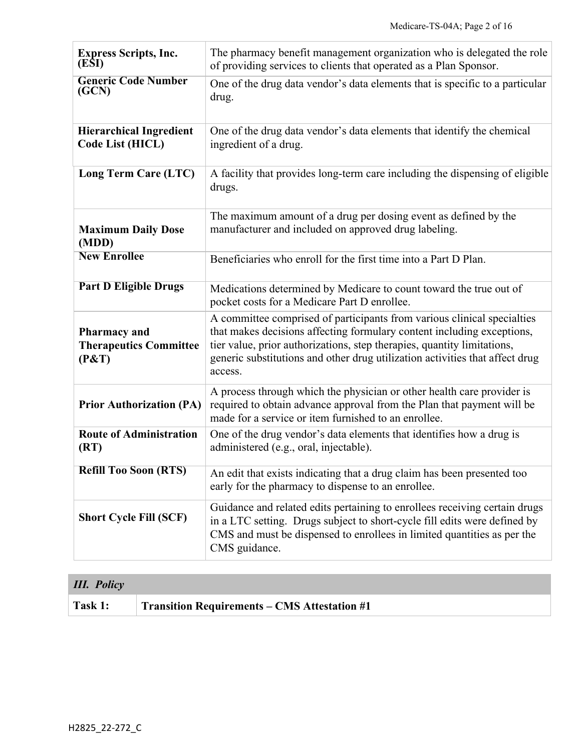| Term | Definition |
|---|---|
| **Express Scripts, Inc. (ESI)** | The pharmacy benefit management organization who is delegated the role of providing services to clients that operated as a Plan Sponsor. |
| **Generic Code Number (GCN)** | One of the drug data vendor's data elements that is specific to a particular drug. |
| **Hierarchical Ingredient Code List (HICL)** | One of the drug data vendor's data elements that identify the chemical ingredient of a drug. |
| **Long Term Care (LTC)** | A facility that provides long-term care including the dispensing of eligible drugs. |
| **Maximum Daily Dose (MDD)** | The maximum amount of a drug per dosing event as defined by the manufacturer and included on approved drug labeling. |
| **New Enrollee** | Beneficiaries who enroll for the first time into a Part D Plan. |
| **Part D Eligible Drugs** | Medications determined by Medicare to count toward the true out of pocket costs for a Medicare Part D enrollee. |
| **Pharmacy and Therapeutics Committee (P&T)** | A committee comprised of participants from various clinical specialties that makes decisions affecting formulary content including exceptions, tier value, prior authorizations, step therapies, quantity limitations, generic substitutions and other drug utilization activities that affect drug access. |
| **Prior Authorization (PA)** | A process through which the physician or other health care provider is required to obtain advance approval from the Plan that payment will be made for a service or item furnished to an enrollee. |
| **Route of Administration (RT)** | One of the drug vendor's data elements that identifies how a drug is administered (e.g., oral, injectable). |
| **Refill Too Soon (RTS)** | An edit that exists indicating that a drug claim has been presented too early for the pharmacy to dispense to an enrollee. |
| **Short Cycle Fill (SCF)** | Guidance and related edits pertaining to enrollees receiving certain drugs in a LTC setting. Drugs subject to short-cycle fill edits were defined by CMS and must be dispensed to enrollees in limited quantities as per the CMS guidance. |

## *III. Policy*

| **Task 1:** | **Transition Requirements – CMS Attestation #1** |
|---|---|

H2825_22-272_C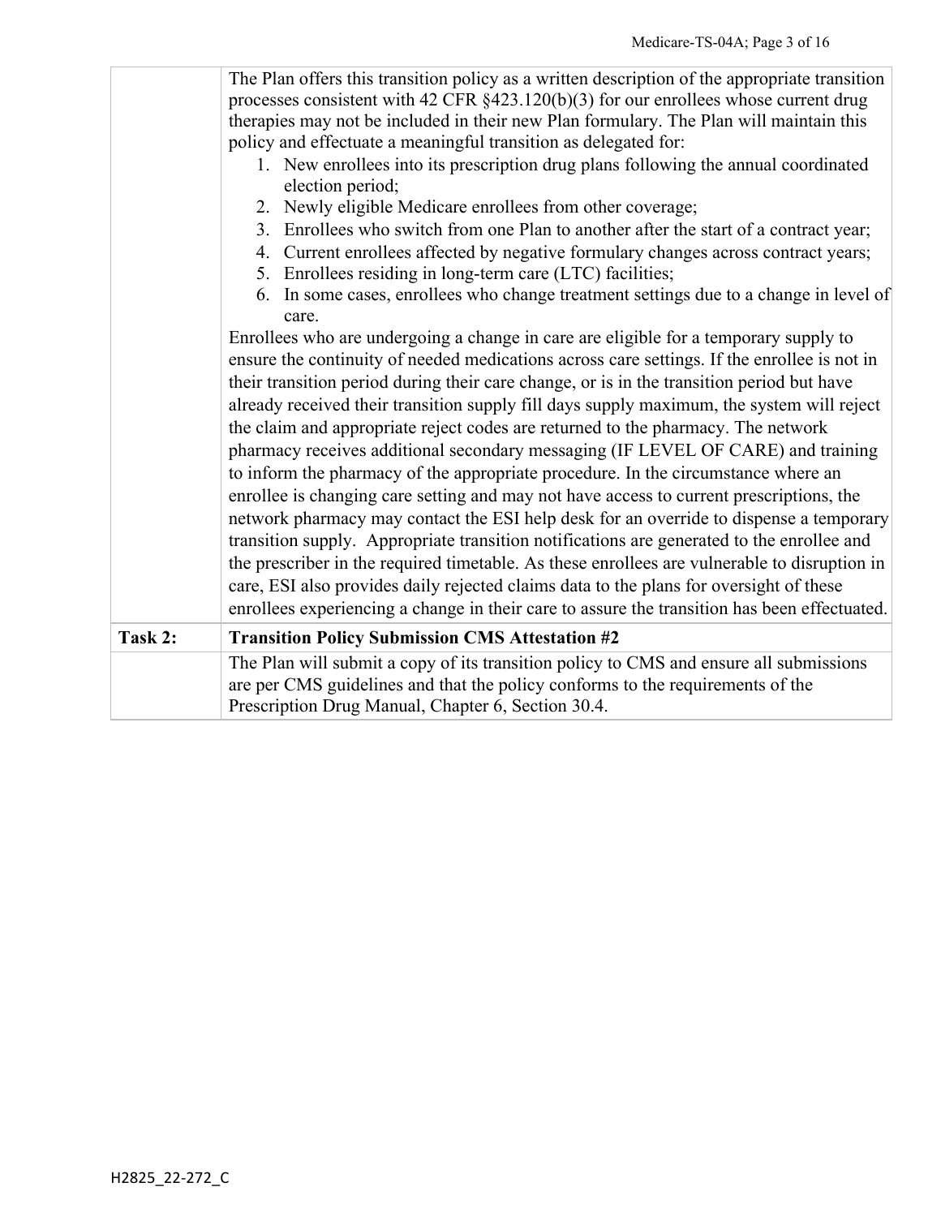| | |
|---|---|
| | The Plan offers this transition policy as a written description of the appropriate transition processes consistent with 42 CFR §423.120(b)(3) for our enrollees whose current drug therapies may not be included in their new Plan formulary. The Plan will maintain this policy and effectuate a meaningful transition as delegated for:<br>1. New enrollees into its prescription drug plans following the annual coordinated election period;<br>2. Newly eligible Medicare enrollees from other coverage;<br>3. Enrollees who switch from one Plan to another after the start of a contract year;<br>4. Current enrollees affected by negative formulary changes across contract years;<br>5. Enrollees residing in long-term care (LTC) facilities;<br>6. In some cases, enrollees who change treatment settings due to a change in level of care.<br>Enrollees who are undergoing a change in care are eligible for a temporary supply to ensure the continuity of needed medications across care settings. If the enrollee is not in their transition period during their care change, or is in the transition period but have already received their transition supply fill days supply maximum, the system will reject the claim and appropriate reject codes are returned to the pharmacy. The network pharmacy receives additional secondary messaging (IF LEVEL OF CARE) and training to inform the pharmacy of the appropriate procedure. In the circumstance where an enrollee is changing care setting and may not have access to current prescriptions, the network pharmacy may contact the ESI help desk for an override to dispense a temporary transition supply. Appropriate transition notifications are generated to the enrollee and the prescriber in the required timetable. As these enrollees are vulnerable to disruption in care, ESI also provides daily rejected claims data to the plans for oversight of these enrollees experiencing a change in their care to assure the transition has been effectuated. |
| **Task 2:** | **Transition Policy Submission CMS Attestation #2** |
| | The Plan will submit a copy of its transition policy to CMS and ensure all submissions are per CMS guidelines and that the policy conforms to the requirements of the Prescription Drug Manual, Chapter 6, Section 30.4. |

H2825_22-272_C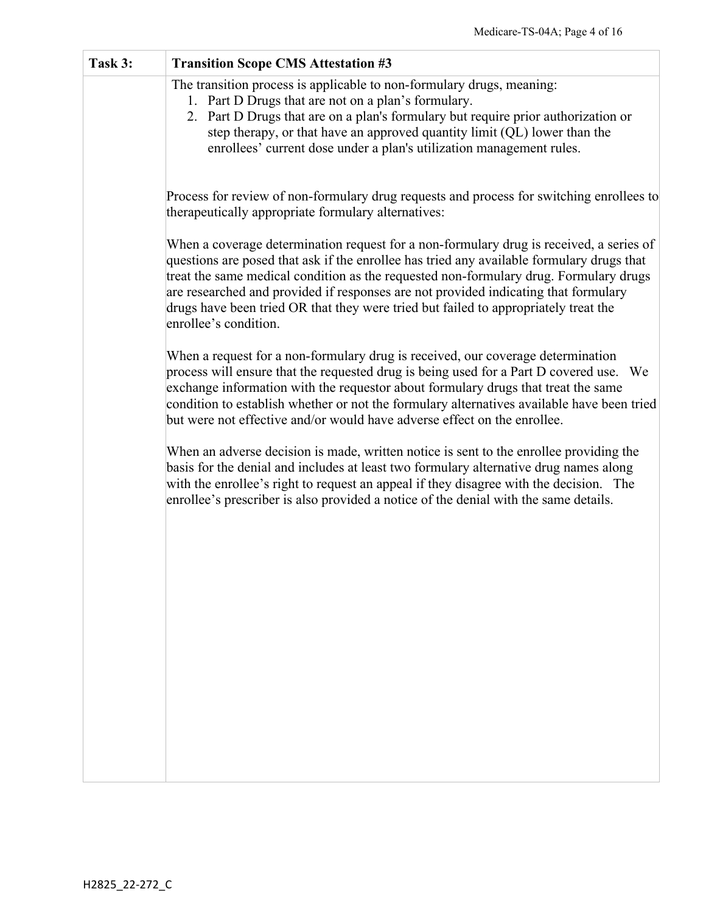| Task 3: | Transition Scope CMS Attestation #3 |
| --- | --- |
| | The transition process is applicable to non-formulary drugs, meaning:<br>1. Part D Drugs that are not on a plan's formulary.<br>2. Part D Drugs that are on a plan's formulary but require prior authorization or step therapy, or that have an approved quantity limit (QL) lower than the enrollees' current dose under a plan's utilization management rules.<br><br>Process for review of non-formulary drug requests and process for switching enrollees to therapeutically appropriate formulary alternatives:<br><br>When a coverage determination request for a non-formulary drug is received, a series of questions are posed that ask if the enrollee has tried any available formulary drugs that treat the same medical condition as the requested non-formulary drug. Formulary drugs are researched and provided if responses are not provided indicating that formulary drugs have been tried OR that they were tried but failed to appropriately treat the enrollee's condition.<br><br>When a request for a non-formulary drug is received, our coverage determination process will ensure that the requested drug is being used for a Part D covered use. We exchange information with the requestor about formulary drugs that treat the same condition to establish whether or not the formulary alternatives available have been tried but were not effective and/or would have adverse effect on the enrollee.<br><br>When an adverse decision is made, written notice is sent to the enrollee providing the basis for the denial and includes at least two formulary alternative drug names along with the enrollee's right to request an appeal if they disagree with the decision. The enrollee's prescriber is also provided a notice of the denial with the same details. |

H2825_22-272_C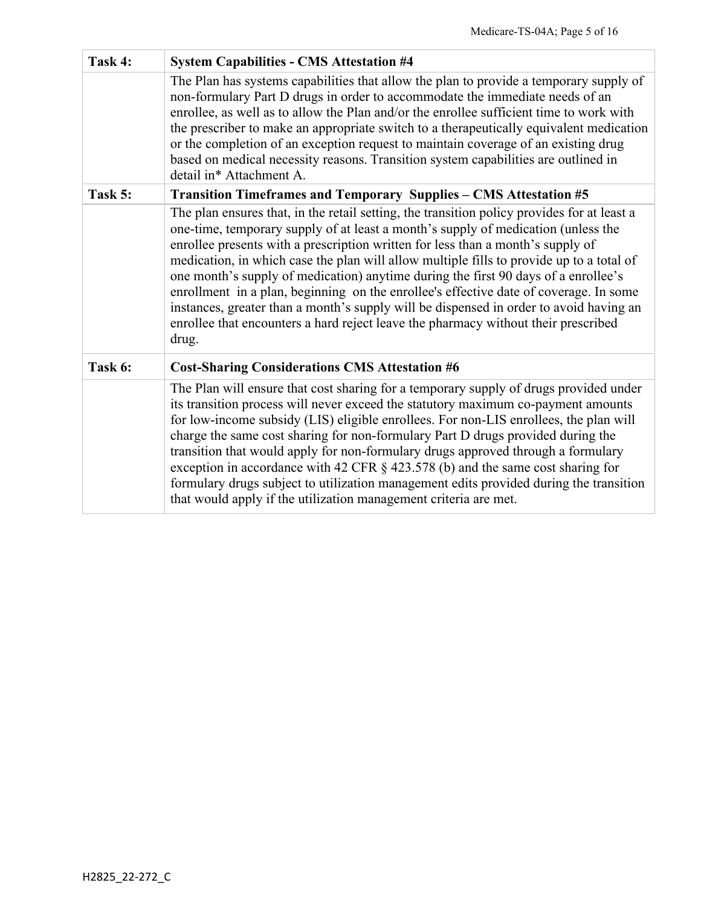| Task 4: | System Capabilities - CMS Attestation #4 |
|---|---|
| | The Plan has systems capabilities that allow the plan to provide a temporary supply of non-formulary Part D drugs in order to accommodate the immediate needs of an enrollee, as well as to allow the Plan and/or the enrollee sufficient time to work with the prescriber to make an appropriate switch to a therapeutically equivalent medication or the completion of an exception request to maintain coverage of an existing drug based on medical necessity reasons. Transition system capabilities are outlined in detail in* Attachment A. |
| **Task 5:** | **Transition Timeframes and Temporary Supplies – CMS Attestation #5** |
| | The plan ensures that, in the retail setting, the transition policy provides for at least a one-time, temporary supply of at least a month's supply of medication (unless the enrollee presents with a prescription written for less than a month's supply of medication, in which case the plan will allow multiple fills to provide up to a total of one month's supply of medication) anytime during the first 90 days of a enrollee's enrollment in a plan, beginning on the enrollee's effective date of coverage. In some instances, greater than a month's supply will be dispensed in order to avoid having an enrollee that encounters a hard reject leave the pharmacy without their prescribed drug. |
| **Task 6:** | **Cost-Sharing Considerations CMS Attestation #6** |
| | The Plan will ensure that cost sharing for a temporary supply of drugs provided under its transition process will never exceed the statutory maximum co-payment amounts for low-income subsidy (LIS) eligible enrollees. For non-LIS enrollees, the plan will charge the same cost sharing for non-formulary Part D drugs provided during the transition that would apply for non-formulary drugs approved through a formulary exception in accordance with 42 CFR § 423.578 (b) and the same cost sharing for formulary drugs subject to utilization management edits provided during the transition that would apply if the utilization management criteria are met. |

H2825_22-272_C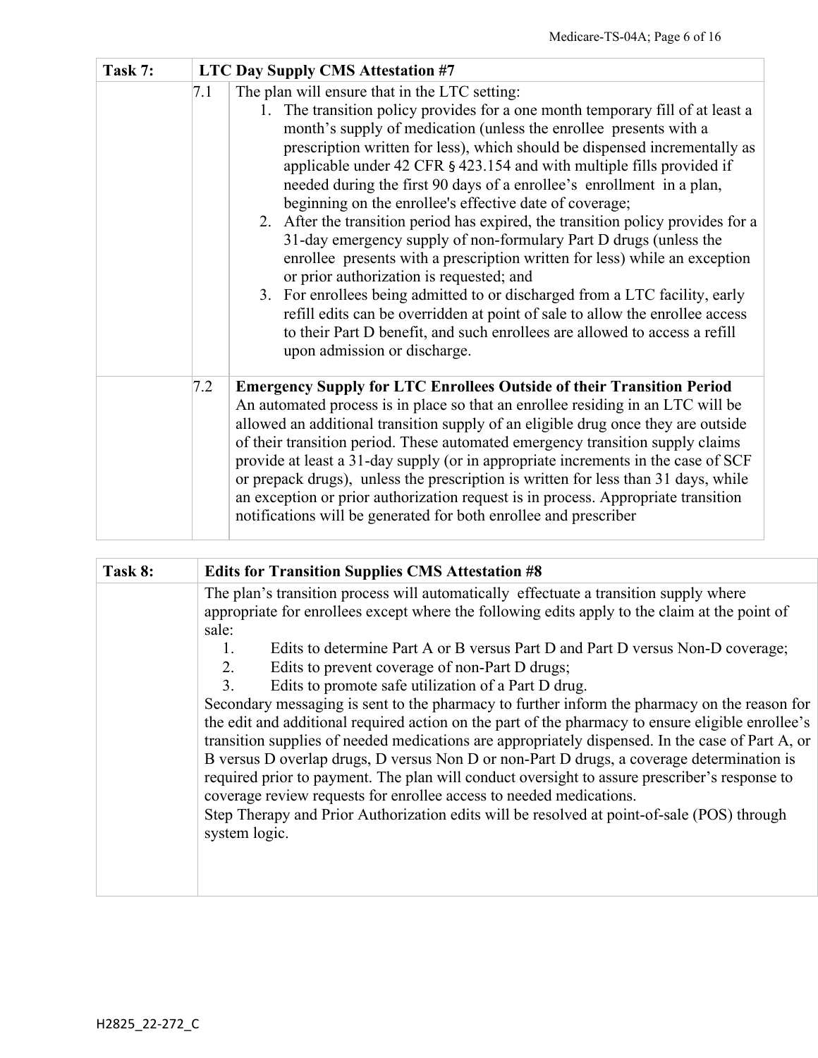| Task 7: | | LTC Day Supply CMS Attestation #7 |
|---|---|---|
| | 7.1 | The plan will ensure that in the LTC setting:<br>1. The transition policy provides for a one month temporary fill of at least a month's supply of medication (unless the enrollee presents with a prescription written for less), which should be dispensed incrementally as applicable under 42 CFR § 423.154 and with multiple fills provided if needed during the first 90 days of a enrollee's enrollment in a plan, beginning on the enrollee's effective date of coverage;<br>2. After the transition period has expired, the transition policy provides for a 31-day emergency supply of non-formulary Part D drugs (unless the enrollee presents with a prescription written for less) while an exception or prior authorization is requested; and<br>3. For enrollees being admitted to or discharged from a LTC facility, early refill edits can be overridden at point of sale to allow the enrollee access to their Part D benefit, and such enrollees are allowed to access a refill upon admission or discharge. |
| | 7.2 | **Emergency Supply for LTC Enrollees Outside of their Transition Period**<br>An automated process is in place so that an enrollee residing in an LTC will be allowed an additional transition supply of an eligible drug once they are outside of their transition period. These automated emergency transition supply claims provide at least a 31-day supply (or in appropriate increments in the case of SCF or prepack drugs), unless the prescription is written for less than 31 days, while an exception or prior authorization request is in process. Appropriate transition notifications will be generated for both enrollee and prescriber |

| Task 8: | Edits for Transition Supplies CMS Attestation #8 |
|---|---|
| | The plan's transition process will automatically effectuate a transition supply where appropriate for enrollees except where the following edits apply to the claim at the point of sale:<br>1. Edits to determine Part A or B versus Part D and Part D versus Non-D coverage;<br>2. Edits to prevent coverage of non-Part D drugs;<br>3. Edits to promote safe utilization of a Part D drug.<br>Secondary messaging is sent to the pharmacy to further inform the pharmacy on the reason for the edit and additional required action on the part of the pharmacy to ensure eligible enrollee's transition supplies of needed medications are appropriately dispensed. In the case of Part A, or B versus D overlap drugs, D versus Non D or non-Part D drugs, a coverage determination is required prior to payment. The plan will conduct oversight to assure prescriber's response to coverage review requests for enrollee access to needed medications.<br>Step Therapy and Prior Authorization edits will be resolved at point-of-sale (POS) through system logic. |

H2825_22-272_C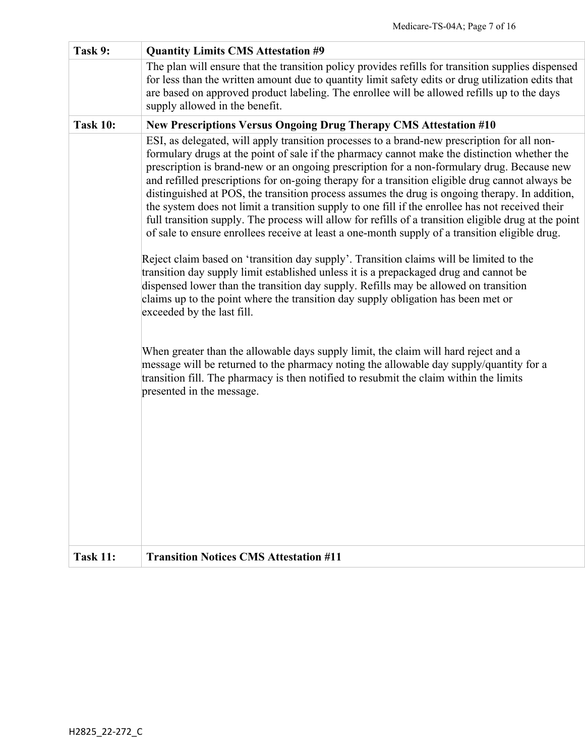| Task 9: | Quantity Limits CMS Attestation #9 |
|---|---|
| | The plan will ensure that the transition policy provides refills for transition supplies dispensed for less than the written amount due to quantity limit safety edits or drug utilization edits that are based on approved product labeling. The enrollee will be allowed refills up to the days supply allowed in the benefit. |
| **Task 10:** | **New Prescriptions Versus Ongoing Drug Therapy CMS Attestation #10** |
| | ESI, as delegated, will apply transition processes to a brand-new prescription for all non-formulary drugs at the point of sale if the pharmacy cannot make the distinction whether the prescription is brand-new or an ongoing prescription for a non-formulary drug. Because new and refilled prescriptions for on-going therapy for a transition eligible drug cannot always be distinguished at POS, the transition process assumes the drug is ongoing therapy. In addition, the system does not limit a transition supply to one fill if the enrollee has not received their full transition supply. The process will allow for refills of a transition eligible drug at the point of sale to ensure enrollees receive at least a one-month supply of a transition eligible drug.<br><br>Reject claim based on 'transition day supply'. Transition claims will be limited to the transition day supply limit established unless it is a prepackaged drug and cannot be dispensed lower than the transition day supply. Refills may be allowed on transition claims up to the point where the transition day supply obligation has been met or exceeded by the last fill.<br><br>When greater than the allowable days supply limit, the claim will hard reject and a message will be returned to the pharmacy noting the allowable day supply/quantity for a transition fill. The pharmacy is then notified to resubmit the claim within the limits presented in the message. |
| **Task 11:** | **Transition Notices CMS Attestation #11** |

H2825_22-272_C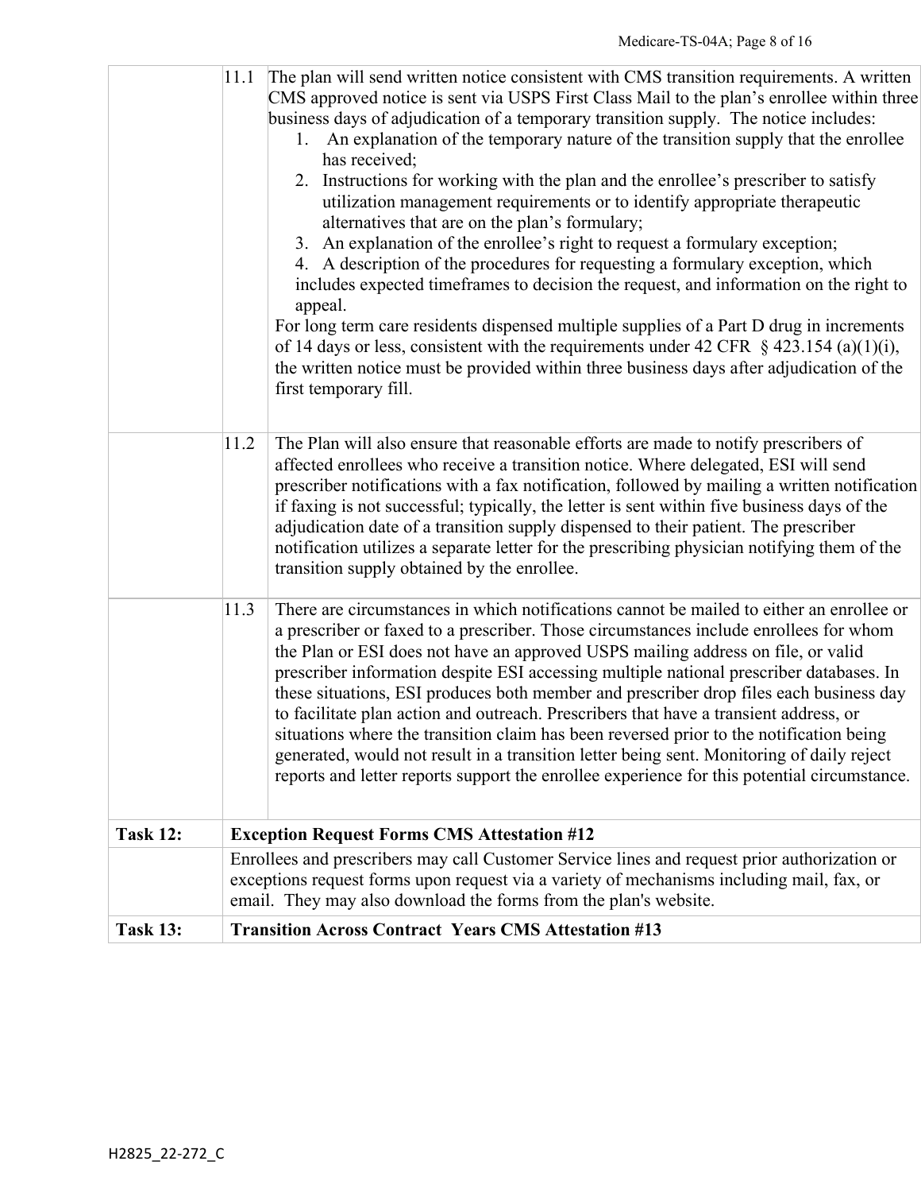| | | |
|---|---|---|
| | 11.1 | The plan will send written notice consistent with CMS transition requirements. A written CMS approved notice is sent via USPS First Class Mail to the plan's enrollee within three business days of adjudication of a temporary transition supply. The notice includes:<br>1. An explanation of the temporary nature of the transition supply that the enrollee has received;<br>2. Instructions for working with the plan and the enrollee's prescriber to satisfy utilization management requirements or to identify appropriate therapeutic alternatives that are on the plan's formulary;<br>3. An explanation of the enrollee's right to request a formulary exception;<br>4. A description of the procedures for requesting a formulary exception, which includes expected timeframes to decision the request, and information on the right to appeal.<br>For long term care residents dispensed multiple supplies of a Part D drug in increments of 14 days or less, consistent with the requirements under 42 CFR § 423.154 (a)(1)(i), the written notice must be provided within three business days after adjudication of the first temporary fill. |
| | 11.2 | The Plan will also ensure that reasonable efforts are made to notify prescribers of affected enrollees who receive a transition notice. Where delegated, ESI will send prescriber notifications with a fax notification, followed by mailing a written notification if faxing is not successful; typically, the letter is sent within five business days of the adjudication date of a transition supply dispensed to their patient. The prescriber notification utilizes a separate letter for the prescribing physician notifying them of the transition supply obtained by the enrollee. |
| | 11.3 | There are circumstances in which notifications cannot be mailed to either an enrollee or a prescriber or faxed to a prescriber. Those circumstances include enrollees for whom the Plan or ESI does not have an approved USPS mailing address on file, or valid prescriber information despite ESI accessing multiple national prescriber databases. In these situations, ESI produces both member and prescriber drop files each business day to facilitate plan action and outreach. Prescribers that have a transient address, or situations where the transition claim has been reversed prior to the notification being generated, would not result in a transition letter being sent. Monitoring of daily reject reports and letter reports support the enrollee experience for this potential circumstance. |
| **Task 12:** | **Exception Request Forms CMS Attestation #12** | |
| | Enrollees and prescribers may call Customer Service lines and request prior authorization or exceptions request forms upon request via a variety of mechanisms including mail, fax, or email. They may also download the forms from the plan's website. | |
| **Task 13:** | **Transition Across Contract Years CMS Attestation #13** | |

H2825_22-272_C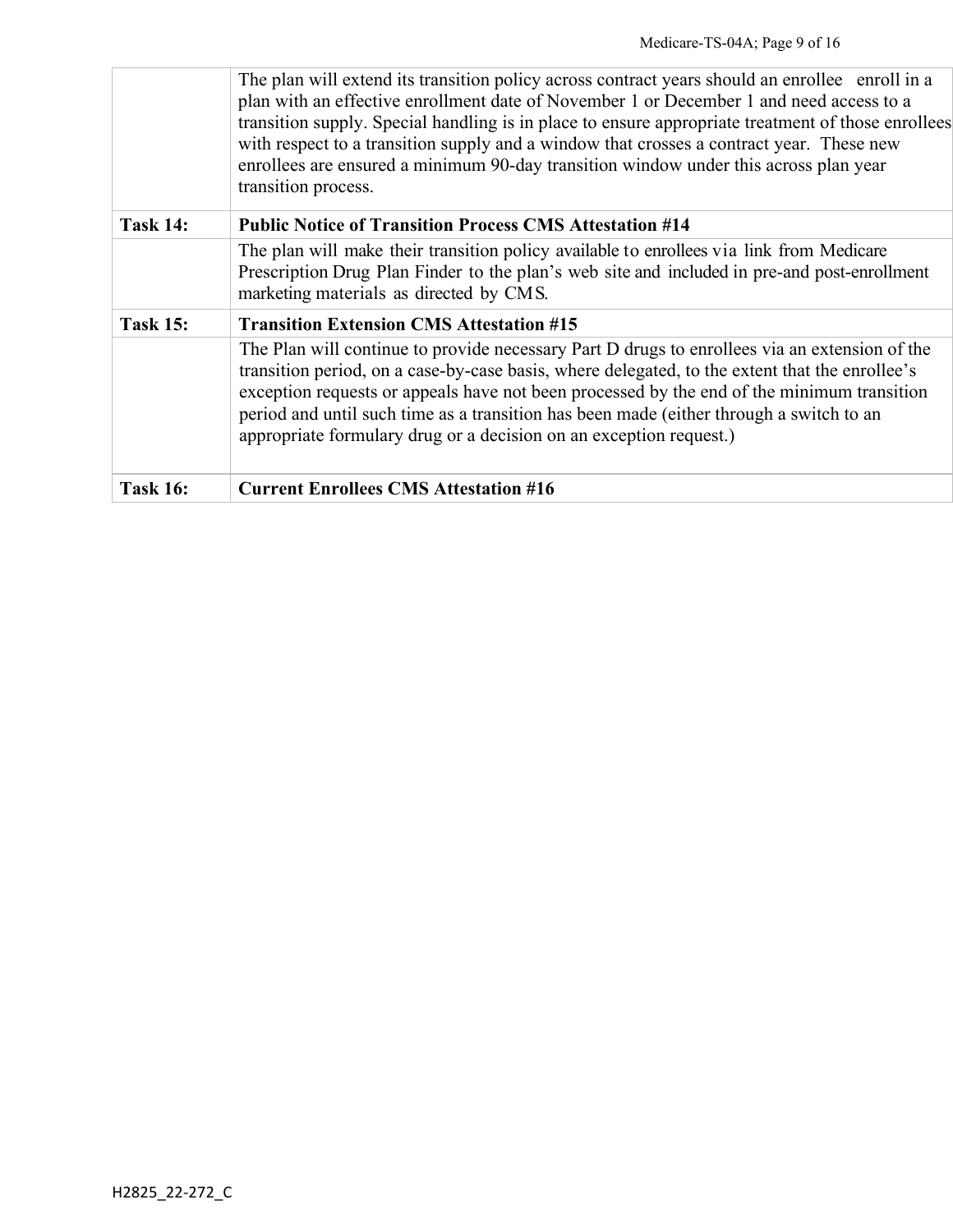| | |
|---|---|
| | The plan will extend its transition policy across contract years should an enrollee enroll in a plan with an effective enrollment date of November 1 or December 1 and need access to a transition supply. Special handling is in place to ensure appropriate treatment of those enrollees with respect to a transition supply and a window that crosses a contract year. These new enrollees are ensured a minimum 90-day transition window under this across plan year transition process. |
| **Task 14:** | **Public Notice of Transition Process CMS Attestation #14** |
| | The plan will make their transition policy available to enrollees via link from Medicare Prescription Drug Plan Finder to the plan's web site and included in pre-and post-enrollment marketing materials as directed by CMS. |
| **Task 15:** | **Transition Extension CMS Attestation #15** |
| | The Plan will continue to provide necessary Part D drugs to enrollees via an extension of the transition period, on a case-by-case basis, where delegated, to the extent that the enrollee's exception requests or appeals have not been processed by the end of the minimum transition period and until such time as a transition has been made (either through a switch to an appropriate formulary drug or a decision on an exception request.) |
| **Task 16:** | **Current Enrollees CMS Attestation #16** |

H2825_22-272_C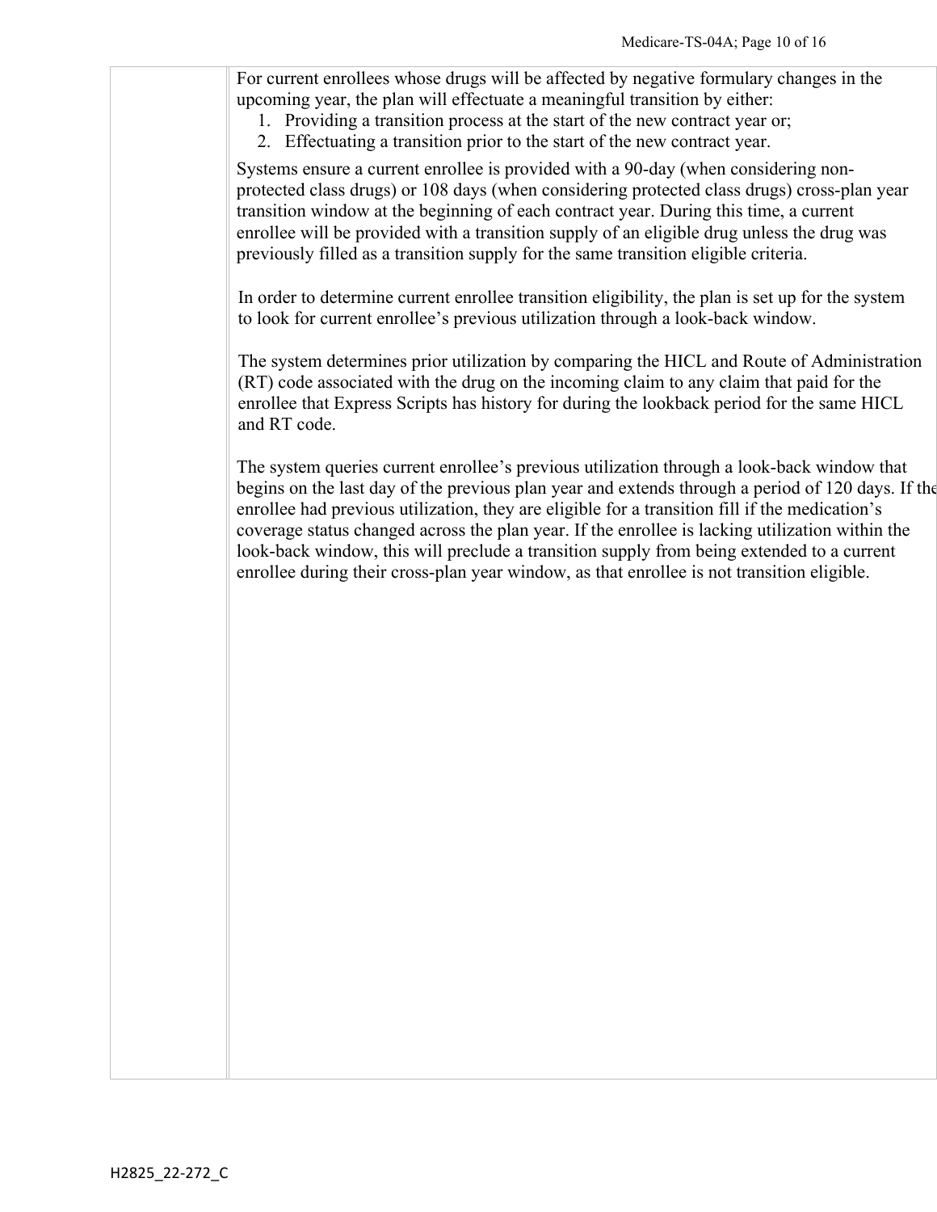For current enrollees whose drugs will be affected by negative formulary changes in the upcoming year, the plan will effectuate a meaningful transition by either:

1. Providing a transition process at the start of the new contract year or;
2. Effectuating a transition prior to the start of the new contract year.

Systems ensure a current enrollee is provided with a 90-day (when considering non-protected class drugs) or 108 days (when considering protected class drugs) cross-plan year transition window at the beginning of each contract year. During this time, a current enrollee will be provided with a transition supply of an eligible drug unless the drug was previously filled as a transition supply for the same transition eligible criteria.

In order to determine current enrollee transition eligibility, the plan is set up for the system to look for current enrollee's previous utilization through a look-back window.

The system determines prior utilization by comparing the HICL and Route of Administration (RT) code associated with the drug on the incoming claim to any claim that paid for the enrollee that Express Scripts has history for during the lookback period for the same HICL and RT code.

The system queries current enrollee's previous utilization through a look-back window that begins on the last day of the previous plan year and extends through a period of 120 days. If the enrollee had previous utilization, they are eligible for a transition fill if the medication's coverage status changed across the plan year. If the enrollee is lacking utilization within the look-back window, this will preclude a transition supply from being extended to a current enrollee during their cross-plan year window, as that enrollee is not transition eligible.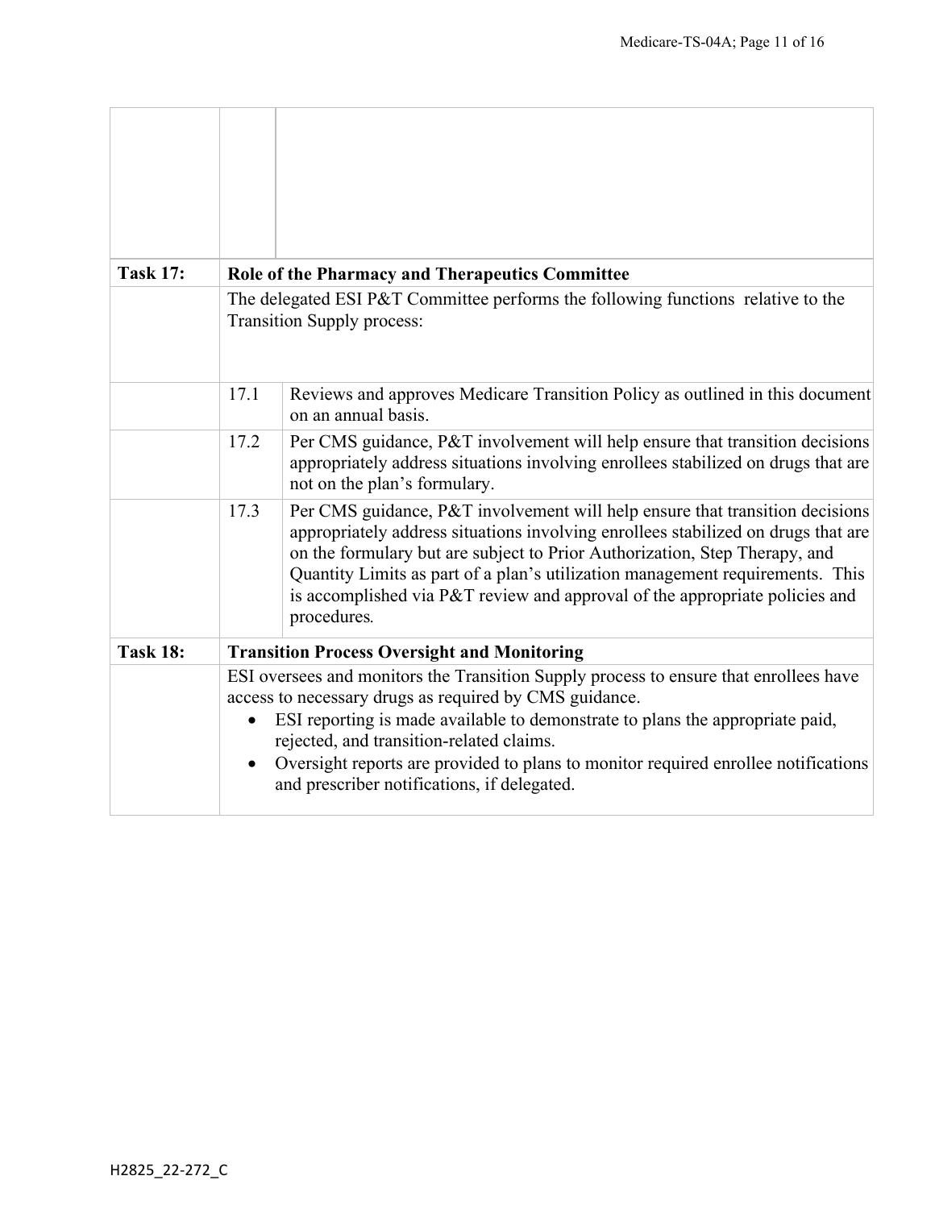| | | |
|---|---|---|
| | | |
| **Task 17:** | **Role of the Pharmacy and Therapeutics Committee** | |
| | The delegated ESI P&T Committee performs the following functions relative to the Transition Supply process: | |
| | 17.1 | Reviews and approves Medicare Transition Policy as outlined in this document on an annual basis. |
| | 17.2 | Per CMS guidance, P&T involvement will help ensure that transition decisions appropriately address situations involving enrollees stabilized on drugs that are not on the plan's formulary. |
| | 17.3 | Per CMS guidance, P&T involvement will help ensure that transition decisions appropriately address situations involving enrollees stabilized on drugs that are on the formulary but are subject to Prior Authorization, Step Therapy, and Quantity Limits as part of a plan's utilization management requirements. This is accomplished via P&T review and approval of the appropriate policies and procedures. |
| **Task 18:** | **Transition Process Oversight and Monitoring** | |
| | ESI oversees and monitors the Transition Supply process to ensure that enrollees have access to necessary drugs as required by CMS guidance.<br>• ESI reporting is made available to demonstrate to plans the appropriate paid, rejected, and transition-related claims.<br>• Oversight reports are provided to plans to monitor required enrollee notifications and prescriber notifications, if delegated. | |

H2825_22-272_C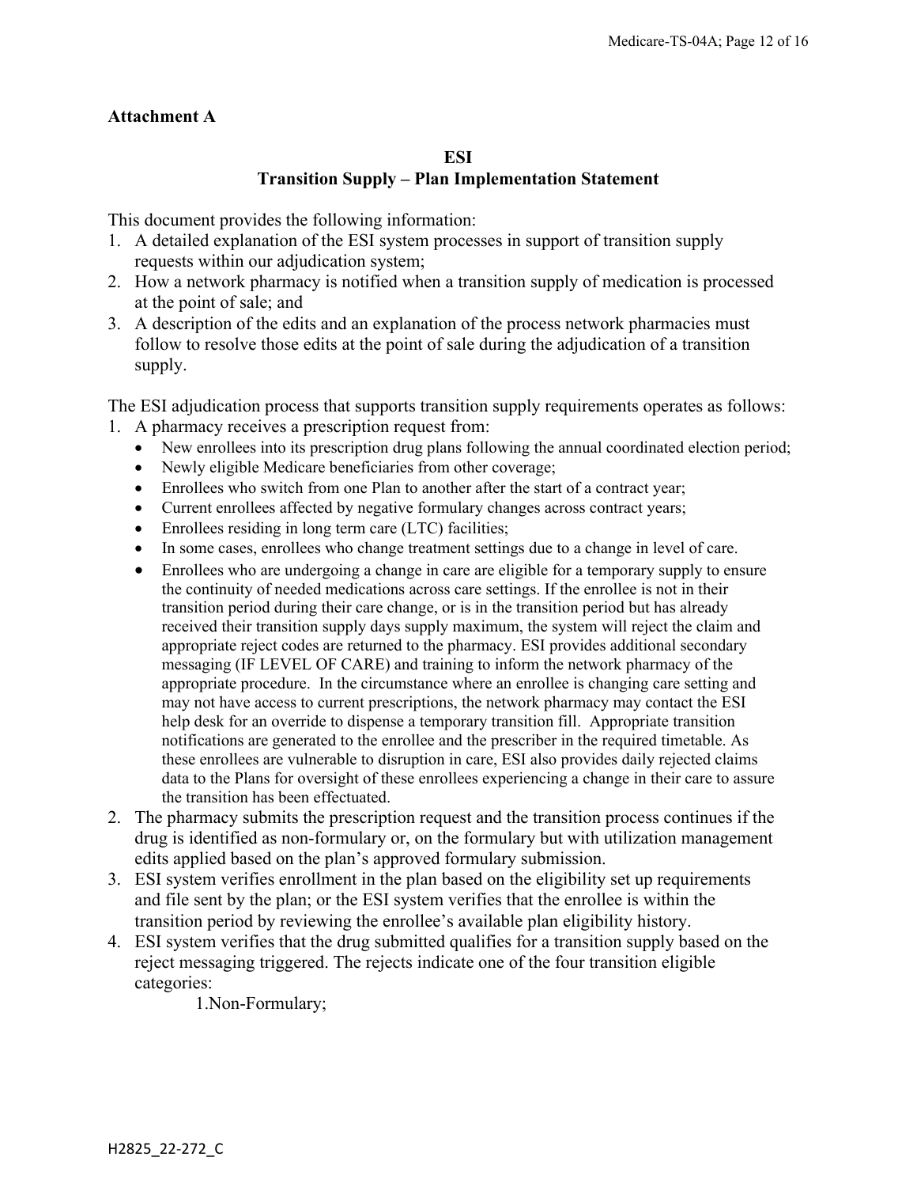**Attachment A**

**ESI**
**Transition Supply – Plan Implementation Statement**

This document provides the following information:

1. A detailed explanation of the ESI system processes in support of transition supply requests within our adjudication system;
2. How a network pharmacy is notified when a transition supply of medication is processed at the point of sale; and
3. A description of the edits and an explanation of the process network pharmacies must follow to resolve those edits at the point of sale during the adjudication of a transition supply.

The ESI adjudication process that supports transition supply requirements operates as follows:

1. A pharmacy receives a prescription request from:
   - New enrollees into its prescription drug plans following the annual coordinated election period;
   - Newly eligible Medicare beneficiaries from other coverage;
   - Enrollees who switch from one Plan to another after the start of a contract year;
   - Current enrollees affected by negative formulary changes across contract years;
   - Enrollees residing in long term care (LTC) facilities;
   - In some cases, enrollees who change treatment settings due to a change in level of care.
   - Enrollees who are undergoing a change in care are eligible for a temporary supply to ensure the continuity of needed medications across care settings. If the enrollee is not in their transition period during their care change, or is in the transition period but has already received their transition supply days supply maximum, the system will reject the claim and appropriate reject codes are returned to the pharmacy. ESI provides additional secondary messaging (IF LEVEL OF CARE) and training to inform the network pharmacy of the appropriate procedure. In the circumstance where an enrollee is changing care setting and may not have access to current prescriptions, the network pharmacy may contact the ESI help desk for an override to dispense a temporary transition fill. Appropriate transition notifications are generated to the enrollee and the prescriber in the required timetable. As these enrollees are vulnerable to disruption in care, ESI also provides daily rejected claims data to the Plans for oversight of these enrollees experiencing a change in their care to assure the transition has been effectuated.
2. The pharmacy submits the prescription request and the transition process continues if the drug is identified as non-formulary or, on the formulary but with utilization management edits applied based on the plan's approved formulary submission.
3. ESI system verifies enrollment in the plan based on the eligibility set up requirements and file sent by the plan; or the ESI system verifies that the enrollee is within the transition period by reviewing the enrollee's available plan eligibility history.
4. ESI system verifies that the drug submitted qualifies for a transition supply based on the reject messaging triggered. The rejects indicate one of the four transition eligible categories:
   1. Non-Formulary;

H2825_22-272_C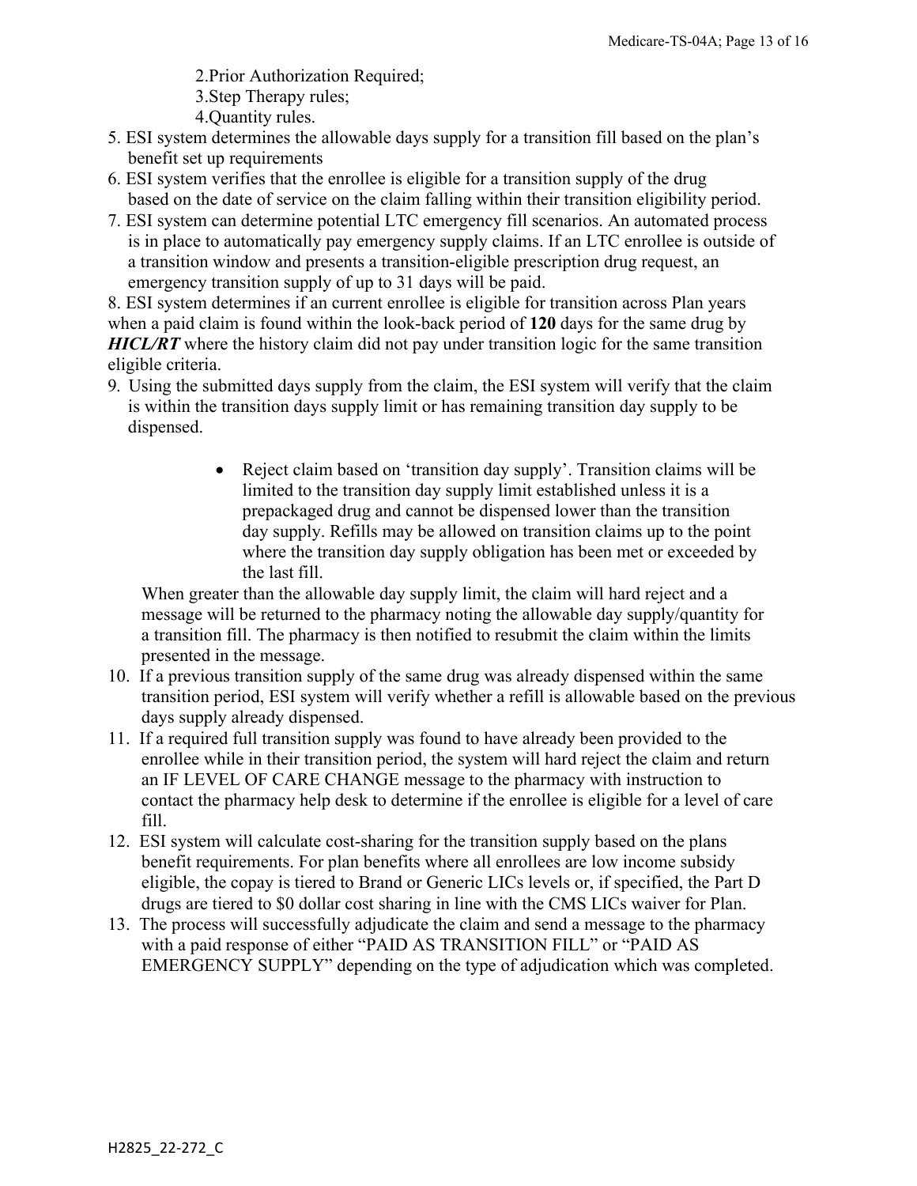2. Prior Authorization Required;
3. Step Therapy rules;
4. Quantity rules.

5. ESI system determines the allowable days supply for a transition fill based on the plan's benefit set up requirements
6. ESI system verifies that the enrollee is eligible for a transition supply of the drug based on the date of service on the claim falling within their transition eligibility period.
7. ESI system can determine potential LTC emergency fill scenarios. An automated process is in place to automatically pay emergency supply claims. If an LTC enrollee is outside of a transition window and presents a transition-eligible prescription drug request, an emergency transition supply of up to 31 days will be paid.
8. ESI system determines if an current enrollee is eligible for transition across Plan years when a paid claim is found within the look-back period of **120** days for the same drug by ***HICL/RT*** where the history claim did not pay under transition logic for the same transition eligible criteria.
9. Using the submitted days supply from the claim, the ESI system will verify that the claim is within the transition days supply limit or has remaining transition day supply to be dispensed.

    - Reject claim based on 'transition day supply'. Transition claims will be limited to the transition day supply limit established unless it is a prepackaged drug and cannot be dispensed lower than the transition day supply. Refills may be allowed on transition claims up to the point where the transition day supply obligation has been met or exceeded by the last fill.

    When greater than the allowable day supply limit, the claim will hard reject and a message will be returned to the pharmacy noting the allowable day supply/quantity for a transition fill. The pharmacy is then notified to resubmit the claim within the limits presented in the message.
10. If a previous transition supply of the same drug was already dispensed within the same transition period, ESI system will verify whether a refill is allowable based on the previous days supply already dispensed.
11. If a required full transition supply was found to have already been provided to the enrollee while in their transition period, the system will hard reject the claim and return an IF LEVEL OF CARE CHANGE message to the pharmacy with instruction to contact the pharmacy help desk to determine if the enrollee is eligible for a level of care fill.
12. ESI system will calculate cost-sharing for the transition supply based on the plans benefit requirements. For plan benefits where all enrollees are low income subsidy eligible, the copay is tiered to Brand or Generic LICs levels or, if specified, the Part D drugs are tiered to $0 dollar cost sharing in line with the CMS LICs waiver for Plan.
13. The process will successfully adjudicate the claim and send a message to the pharmacy with a paid response of either "PAID AS TRANSITION FILL" or "PAID AS EMERGENCY SUPPLY" depending on the type of adjudication which was completed.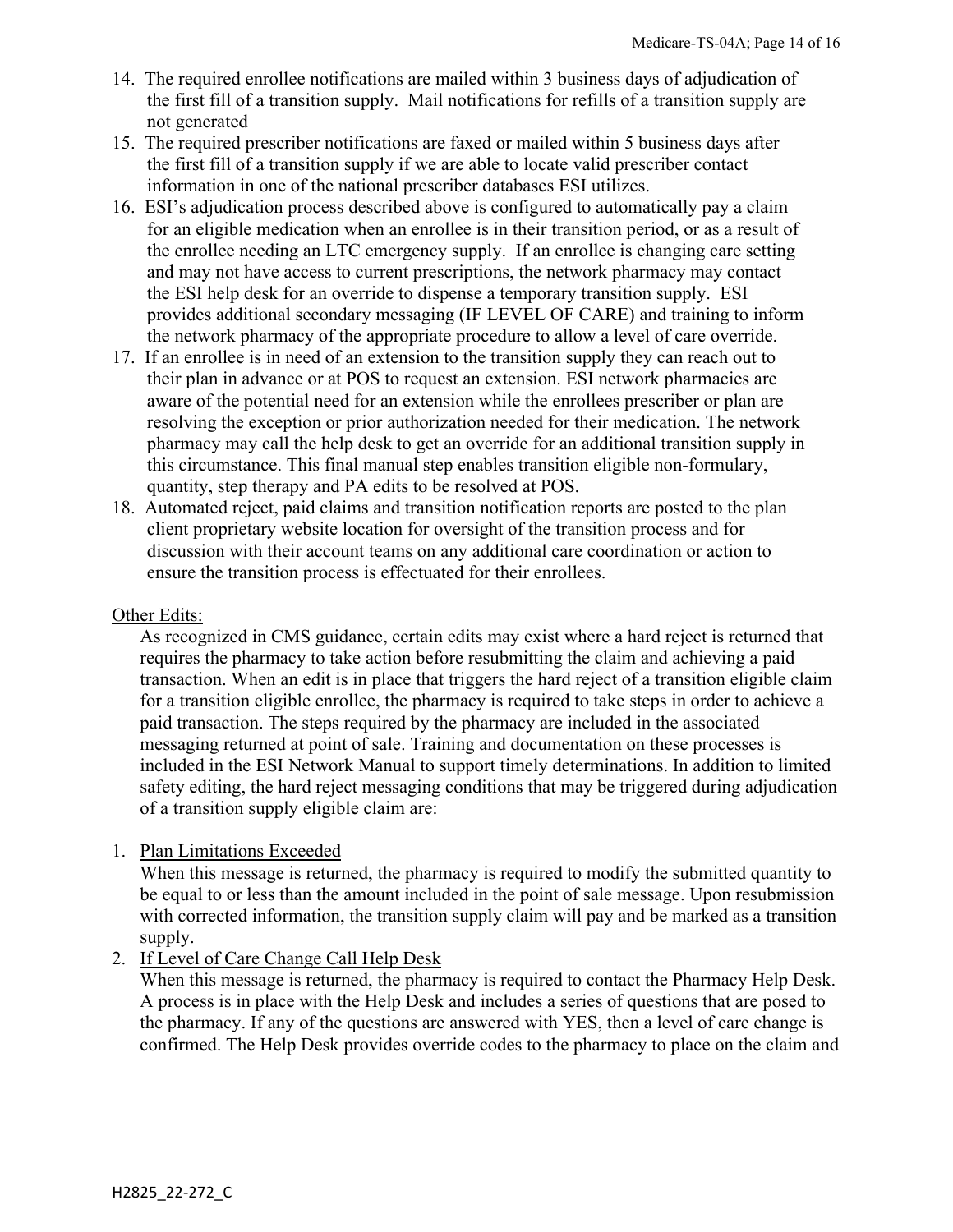14. The required enrollee notifications are mailed within 3 business days of adjudication of the first fill of a transition supply. Mail notifications for refills of a transition supply are not generated
15. The required prescriber notifications are faxed or mailed within 5 business days after the first fill of a transition supply if we are able to locate valid prescriber contact information in one of the national prescriber databases ESI utilizes.
16. ESI's adjudication process described above is configured to automatically pay a claim for an eligible medication when an enrollee is in their transition period, or as a result of the enrollee needing an LTC emergency supply. If an enrollee is changing care setting and may not have access to current prescriptions, the network pharmacy may contact the ESI help desk for an override to dispense a temporary transition supply. ESI provides additional secondary messaging (IF LEVEL OF CARE) and training to inform the network pharmacy of the appropriate procedure to allow a level of care override.
17. If an enrollee is in need of an extension to the transition supply they can reach out to their plan in advance or at POS to request an extension. ESI network pharmacies are aware of the potential need for an extension while the enrollees prescriber or plan are resolving the exception or prior authorization needed for their medication. The network pharmacy may call the help desk to get an override for an additional transition supply in this circumstance. This final manual step enables transition eligible non-formulary, quantity, step therapy and PA edits to be resolved at POS.
18. Automated reject, paid claims and transition notification reports are posted to the plan client proprietary website location for oversight of the transition process and for discussion with their account teams on any additional care coordination or action to ensure the transition process is effectuated for their enrollees.

<u>Other Edits:</u>

As recognized in CMS guidance, certain edits may exist where a hard reject is returned that requires the pharmacy to take action before resubmitting the claim and achieving a paid transaction. When an edit is in place that triggers the hard reject of a transition eligible claim for a transition eligible enrollee, the pharmacy is required to take steps in order to achieve a paid transaction. The steps required by the pharmacy are included in the associated messaging returned at point of sale. Training and documentation on these processes is included in the ESI Network Manual to support timely determinations. In addition to limited safety editing, the hard reject messaging conditions that may be triggered during adjudication of a transition supply eligible claim are:

1. <u>Plan Limitations Exceeded</u>
   When this message is returned, the pharmacy is required to modify the submitted quantity to be equal to or less than the amount included in the point of sale message. Upon resubmission with corrected information, the transition supply claim will pay and be marked as a transition supply.
2. <u>If Level of Care Change Call Help Desk</u>
   When this message is returned, the pharmacy is required to contact the Pharmacy Help Desk. A process is in place with the Help Desk and includes a series of questions that are posed to the pharmacy. If any of the questions are answered with YES, then a level of care change is confirmed. The Help Desk provides override codes to the pharmacy to place on the claim and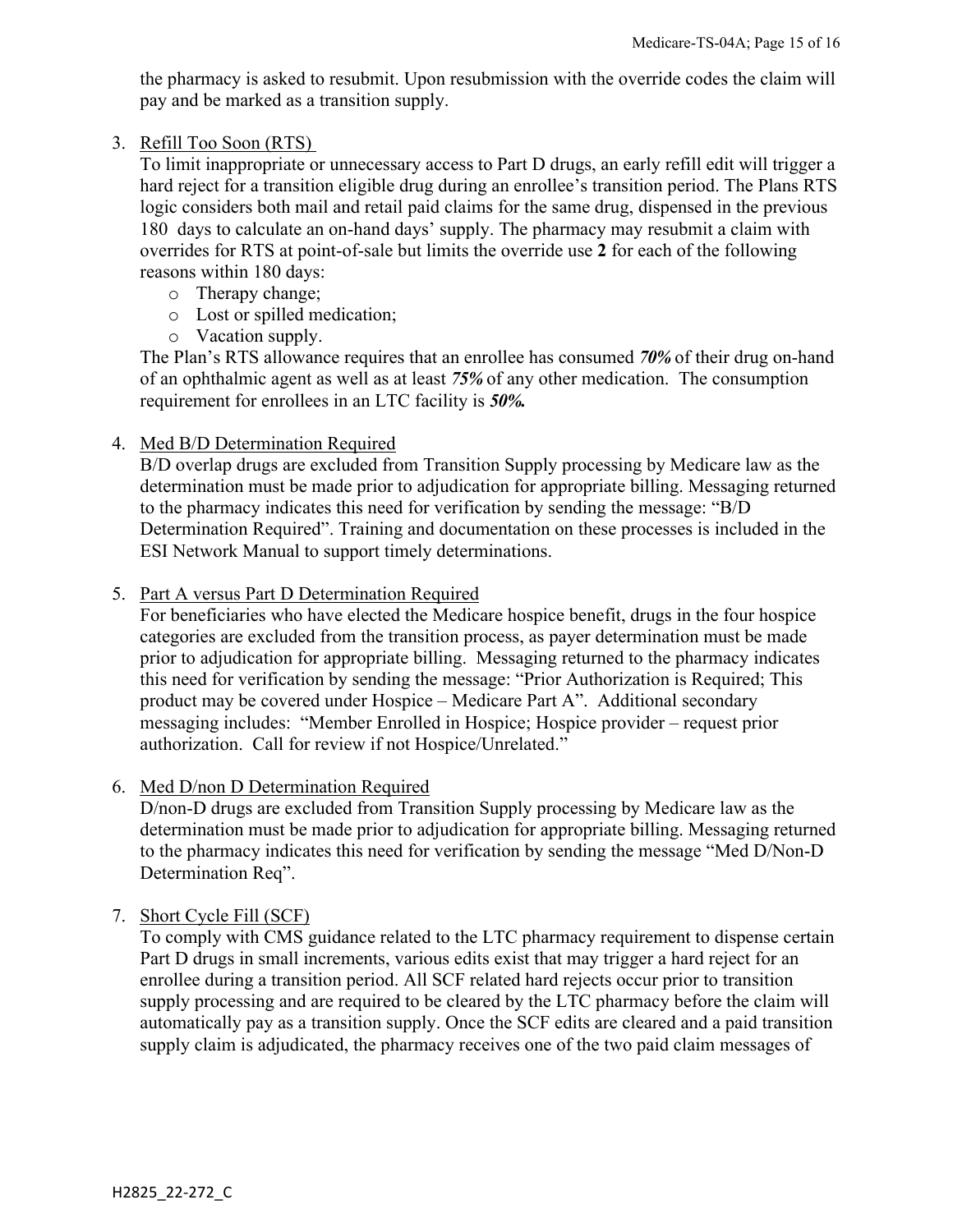the pharmacy is asked to resubmit. Upon resubmission with the override codes the claim will pay and be marked as a transition supply.

3. Refill Too Soon (RTS)
   To limit inappropriate or unnecessary access to Part D drugs, an early refill edit will trigger a hard reject for a transition eligible drug during an enrollee's transition period. The Plans RTS logic considers both mail and retail paid claims for the same drug, dispensed in the previous 180 days to calculate an on-hand days' supply. The pharmacy may resubmit a claim with overrides for RTS at point-of-sale but limits the override use **2** for each of the following reasons within 180 days:
   - Therapy change;
   - Lost or spilled medication;
   - Vacation supply.

   The Plan's RTS allowance requires that an enrollee has consumed ***70%*** of their drug on-hand of an ophthalmic agent as well as at least ***75%*** of any other medication. The consumption requirement for enrollees in an LTC facility is ***50%.***

4. Med B/D Determination Required
   B/D overlap drugs are excluded from Transition Supply processing by Medicare law as the determination must be made prior to adjudication for appropriate billing. Messaging returned to the pharmacy indicates this need for verification by sending the message: "B/D Determination Required". Training and documentation on these processes is included in the ESI Network Manual to support timely determinations.

5. Part A versus Part D Determination Required
   For beneficiaries who have elected the Medicare hospice benefit, drugs in the four hospice categories are excluded from the transition process, as payer determination must be made prior to adjudication for appropriate billing. Messaging returned to the pharmacy indicates this need for verification by sending the message: "Prior Authorization is Required; This product may be covered under Hospice – Medicare Part A". Additional secondary messaging includes: "Member Enrolled in Hospice; Hospice provider – request prior authorization. Call for review if not Hospice/Unrelated."

6. Med D/non D Determination Required
   D/non-D drugs are excluded from Transition Supply processing by Medicare law as the determination must be made prior to adjudication for appropriate billing. Messaging returned to the pharmacy indicates this need for verification by sending the message "Med D/Non-D Determination Req".

7. Short Cycle Fill (SCF)
   To comply with CMS guidance related to the LTC pharmacy requirement to dispense certain Part D drugs in small increments, various edits exist that may trigger a hard reject for an enrollee during a transition period. All SCF related hard rejects occur prior to transition supply processing and are required to be cleared by the LTC pharmacy before the claim will automatically pay as a transition supply. Once the SCF edits are cleared and a paid transition supply claim is adjudicated, the pharmacy receives one of the two paid claim messages of

H2825_22-272_C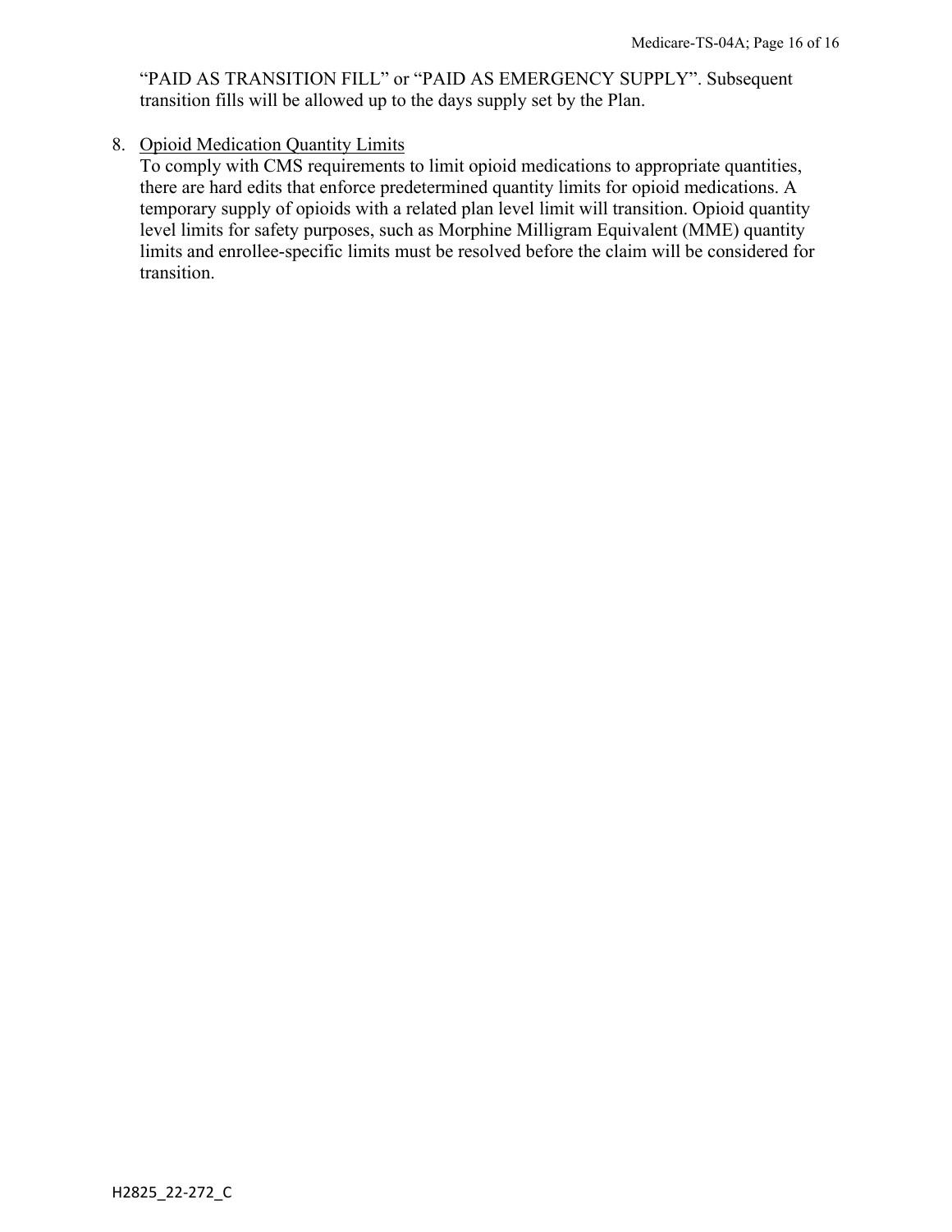“PAID AS TRANSITION FILL” or “PAID AS EMERGENCY SUPPLY”. Subsequent transition fills will be allowed up to the days supply set by the Plan.

8. <u>Opioid Medication Quantity Limits</u>
   To comply with CMS requirements to limit opioid medications to appropriate quantities, there are hard edits that enforce predetermined quantity limits for opioid medications. A temporary supply of opioids with a related plan level limit will transition. Opioid quantity level limits for safety purposes, such as Morphine Milligram Equivalent (MME) quantity limits and enrollee-specific limits must be resolved before the claim will be considered for transition.

H2825_22-272_C